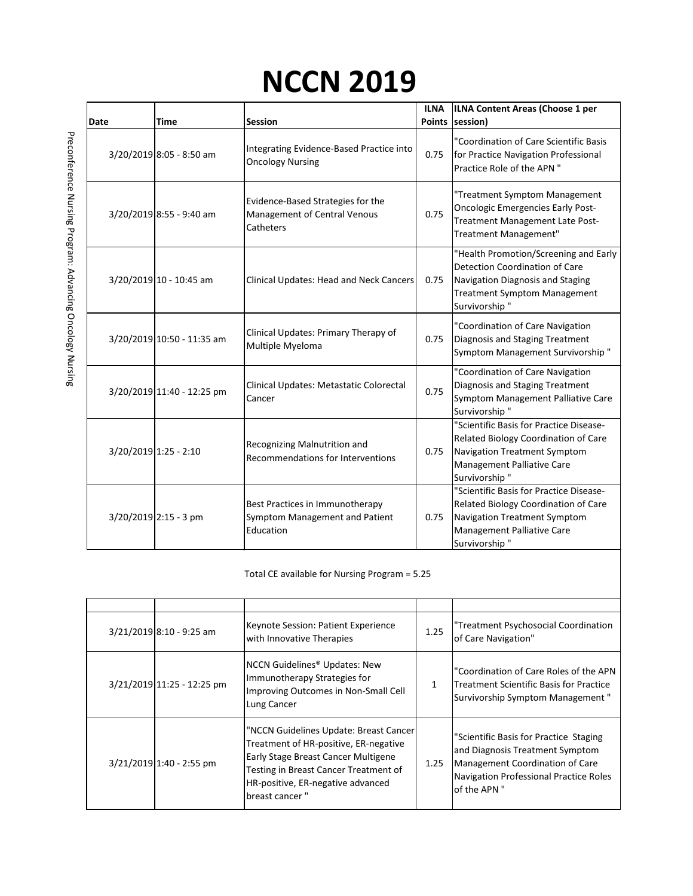# NCCN 2019

Preconference Nursing Program: Advancing Oncology Nursing

| Date | Time | Session | ILNA Points | ILNA Content Areas (Choose 1 per session) |
|---|---|---|---|---|
| 3/20/2019 | 8:05 - 8:50 am | Integrating Evidence-Based Practice into Oncology Nursing | 0.75 | "Coordination of Care Scientific Basis for Practice Navigation Professional Practice Role of the APN " |
| 3/20/2019 | 8:55 - 9:40 am | Evidence-Based Strategies for the Management of Central Venous Catheters | 0.75 | "Treatment Symptom Management Oncologic Emergencies Early Post-Treatment Management Late Post-Treatment Management" |
| 3/20/2019 | 10 - 10:45 am | Clinical Updates: Head and Neck Cancers | 0.75 | "Health Promotion/Screening and Early Detection Coordination of Care Navigation Diagnosis and Staging Treatment Symptom Management Survivorship " |
| 3/20/2019 | 10:50 - 11:35 am | Clinical Updates: Primary Therapy of Multiple Myeloma | 0.75 | "Coordination of Care Navigation Diagnosis and Staging Treatment Symptom Management Survivorship " |
| 3/20/2019 | 11:40 - 12:25 pm | Clinical Updates: Metastatic Colorectal Cancer | 0.75 | "Coordination of Care Navigation Diagnosis and Staging Treatment Symptom Management Palliative Care Survivorship " |
| 3/20/2019 | 1:25 - 2:10 | Recognizing Malnutrition and Recommendations for Interventions | 0.75 | "Scientific Basis for Practice Disease-Related Biology Coordination of Care Navigation Treatment Symptom Management Palliative Care Survivorship " |
| 3/20/2019 | 2:15 - 3 pm | Best Practices in Immunotherapy Symptom Management and Patient Education | 0.75 | "Scientific Basis for Practice Disease-Related Biology Coordination of Care Navigation Treatment Symptom Management Palliative Care Survivorship " |

Total CE available for Nursing Program = 5.25

| Date | Time | Session | ILNA Points | ILNA Content Areas (Choose 1 per session) |
|---|---|---|---|---|
| 3/21/2019 | 8:10 - 9:25 am | Keynote Session: Patient Experience with Innovative Therapies | 1.25 | "Treatment Psychosocial Coordination of Care Navigation" |
| 3/21/2019 | 11:25 - 12:25 pm | NCCN Guidelines® Updates: New Immunotherapy Strategies for Improving Outcomes in Non-Small Cell Lung Cancer | 1 | "Coordination of Care Roles of the APN Treatment Scientific Basis for Practice Survivorship Symptom Management " |
| 3/21/2019 | 1:40 - 2:55 pm | "NCCN Guidelines Update: Breast Cancer Treatment of HR-positive, ER-negative Early Stage Breast Cancer Multigene Testing in Breast Cancer Treatment of HR-positive, ER-negative advanced breast cancer " | 1.25 | "Scientific Basis for Practice Staging and Diagnosis Treatment Symptom Management Coordination of Care Navigation Professional Practice Roles of the APN " |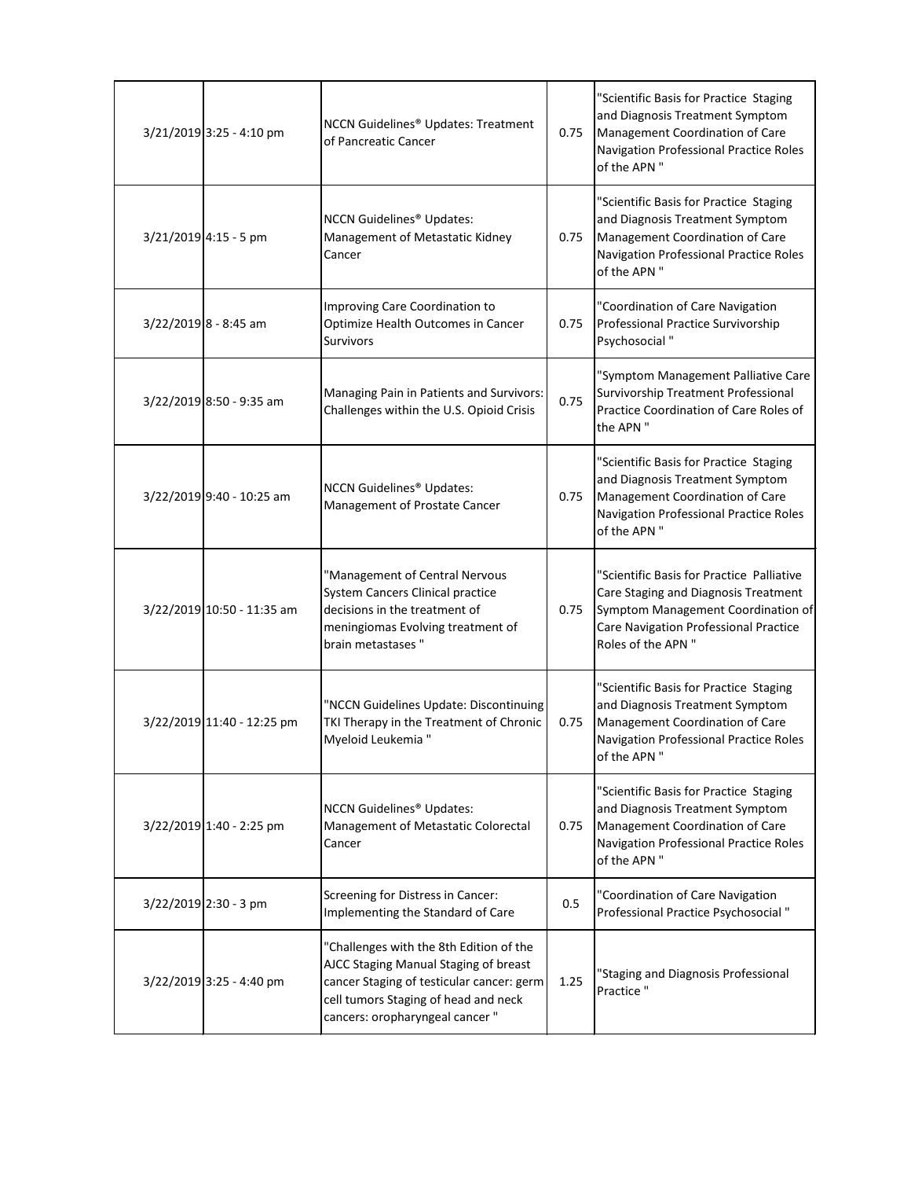| | | | | |
|---|---|---|---|---|
| 3/21/2019 | 3:25 - 4:10 pm | NCCN Guidelines® Updates: Treatment of Pancreatic Cancer | 0.75 | "Scientific Basis for Practice Staging and Diagnosis Treatment Symptom Management Coordination of Care Navigation Professional Practice Roles of the APN " |
| 3/21/2019 | 4:15 - 5 pm | NCCN Guidelines® Updates: Management of Metastatic Kidney Cancer | 0.75 | "Scientific Basis for Practice Staging and Diagnosis Treatment Symptom Management Coordination of Care Navigation Professional Practice Roles of the APN " |
| 3/22/2019 | 8 - 8:45 am | Improving Care Coordination to Optimize Health Outcomes in Cancer Survivors | 0.75 | "Coordination of Care Navigation Professional Practice Survivorship Psychosocial " |
| 3/22/2019 | 8:50 - 9:35 am | Managing Pain in Patients and Survivors: Challenges within the U.S. Opioid Crisis | 0.75 | "Symptom Management Palliative Care Survivorship Treatment Professional Practice Coordination of Care Roles of the APN " |
| 3/22/2019 | 9:40 - 10:25 am | NCCN Guidelines® Updates: Management of Prostate Cancer | 0.75 | "Scientific Basis for Practice Staging and Diagnosis Treatment Symptom Management Coordination of Care Navigation Professional Practice Roles of the APN " |
| 3/22/2019 | 10:50 - 11:35 am | "Management of Central Nervous System Cancers Clinical practice decisions in the treatment of meningiomas Evolving treatment of brain metastases " | 0.75 | "Scientific Basis for Practice Palliative Care Staging and Diagnosis Treatment Symptom Management Coordination of Care Navigation Professional Practice Roles of the APN " |
| 3/22/2019 | 11:40 - 12:25 pm | "NCCN Guidelines Update: Discontinuing TKI Therapy in the Treatment of Chronic Myeloid Leukemia " | 0.75 | "Scientific Basis for Practice Staging and Diagnosis Treatment Symptom Management Coordination of Care Navigation Professional Practice Roles of the APN " |
| 3/22/2019 | 1:40 - 2:25 pm | NCCN Guidelines® Updates: Management of Metastatic Colorectal Cancer | 0.75 | "Scientific Basis for Practice Staging and Diagnosis Treatment Symptom Management Coordination of Care Navigation Professional Practice Roles of the APN " |
| 3/22/2019 | 2:30 - 3 pm | Screening for Distress in Cancer: Implementing the Standard of Care | 0.5 | "Coordination of Care Navigation Professional Practice Psychosocial " |
| 3/22/2019 | 3:25 - 4:40 pm | "Challenges with the 8th Edition of the AJCC Staging Manual Staging of breast cancer Staging of testicular cancer: germ cell tumors Staging of head and neck cancers: oropharyngeal cancer " | 1.25 | "Staging and Diagnosis Professional Practice " |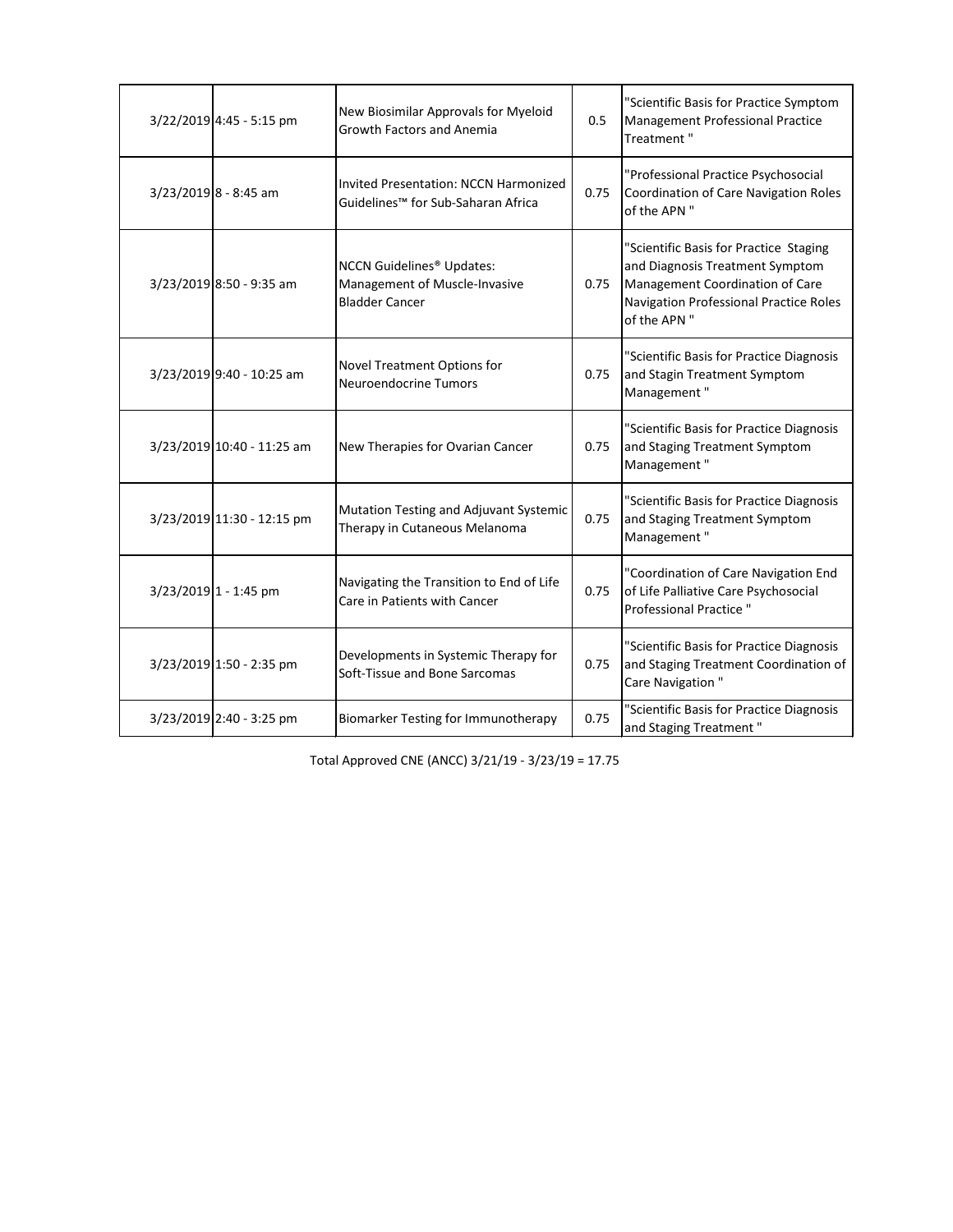| | | | | |
|---|---|---|---|---|
| 3/22/2019 | 4:45 - 5:15 pm | New Biosimilar Approvals for Myeloid Growth Factors and Anemia | 0.5 | "Scientific Basis for Practice Symptom Management Professional Practice Treatment " |
| 3/23/2019 | 8 - 8:45 am | Invited Presentation: NCCN Harmonized Guidelines™ for Sub-Saharan Africa | 0.75 | "Professional Practice Psychosocial Coordination of Care Navigation Roles of the APN " |
| 3/23/2019 | 8:50 - 9:35 am | NCCN Guidelines® Updates: Management of Muscle-Invasive Bladder Cancer | 0.75 | "Scientific Basis for Practice Staging and Diagnosis Treatment Symptom Management Coordination of Care Navigation Professional Practice Roles of the APN " |
| 3/23/2019 | 9:40 - 10:25 am | Novel Treatment Options for Neuroendocrine Tumors | 0.75 | "Scientific Basis for Practice Diagnosis and Stagin Treatment Symptom Management " |
| 3/23/2019 | 10:40 - 11:25 am | New Therapies for Ovarian Cancer | 0.75 | "Scientific Basis for Practice Diagnosis and Staging Treatment Symptom Management " |
| 3/23/2019 | 11:30 - 12:15 pm | Mutation Testing and Adjuvant Systemic Therapy in Cutaneous Melanoma | 0.75 | "Scientific Basis for Practice Diagnosis and Staging Treatment Symptom Management " |
| 3/23/2019 | 1 - 1:45 pm | Navigating the Transition to End of Life Care in Patients with Cancer | 0.75 | "Coordination of Care Navigation End of Life Palliative Care Psychosocial Professional Practice " |
| 3/23/2019 | 1:50 - 2:35 pm | Developments in Systemic Therapy for Soft-Tissue and Bone Sarcomas | 0.75 | "Scientific Basis for Practice Diagnosis and Staging Treatment Coordination of Care Navigation " |
| 3/23/2019 | 2:40 - 3:25 pm | Biomarker Testing for Immunotherapy | 0.75 | "Scientific Basis for Practice Diagnosis and Staging Treatment " |

Total Approved CNE (ANCC) 3/21/19 - 3/23/19 = 17.75